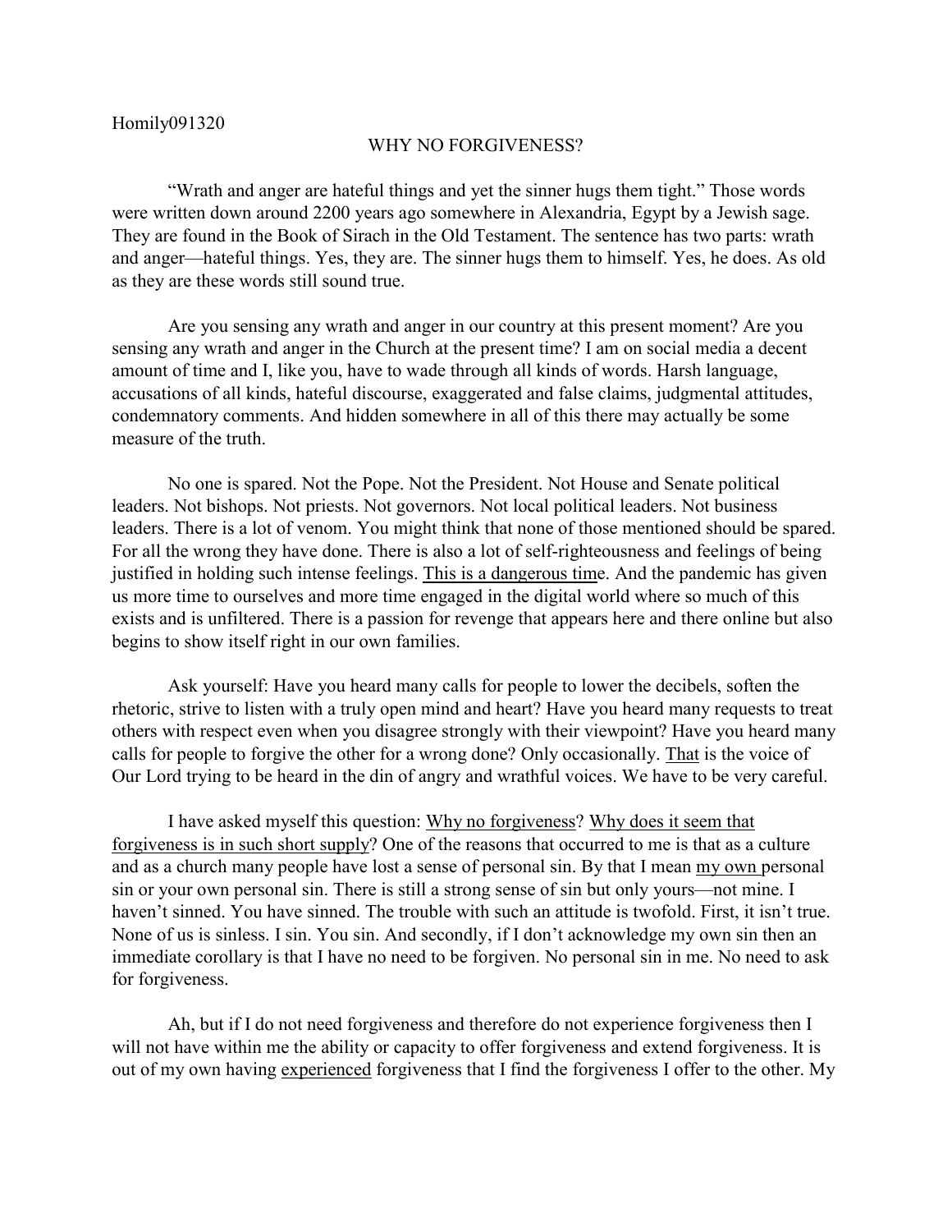Homily091320

## WHY NO FORGIVENESS?

"Wrath and anger are hateful things and yet the sinner hugs them tight." Those words were written down around 2200 years ago somewhere in Alexandria, Egypt by a Jewish sage. They are found in the Book of Sirach in the Old Testament. The sentence has two parts: wrath and anger—hateful things. Yes, they are. The sinner hugs them to himself. Yes, he does. As old as they are these words still sound true.

Are you sensing any wrath and anger in our country at this present moment? Are you sensing any wrath and anger in the Church at the present time? I am on social media a decent amount of time and I, like you, have to wade through all kinds of words. Harsh language, accusations of all kinds, hateful discourse, exaggerated and false claims, judgmental attitudes, condemnatory comments. And hidden somewhere in all of this there may actually be some measure of the truth.

No one is spared. Not the Pope. Not the President. Not House and Senate political leaders. Not bishops. Not priests. Not governors. Not local political leaders. Not business leaders. There is a lot of venom. You might think that none of those mentioned should be spared. For all the wrong they have done. There is also a lot of self-righteousness and feelings of being justified in holding such intense feelings. <u>This is a dangerous tim</u>e. And the pandemic has given us more time to ourselves and more time engaged in the digital world where so much of this exists and is unfiltered. There is a passion for revenge that appears here and there online but also begins to show itself right in our own families.

Ask yourself: Have you heard many calls for people to lower the decibels, soften the rhetoric, strive to listen with a truly open mind and heart? Have you heard many requests to treat others with respect even when you disagree strongly with their viewpoint? Have you heard many calls for people to forgive the other for a wrong done? Only occasionally. <u>That</u> is the voice of Our Lord trying to be heard in the din of angry and wrathful voices. We have to be very careful.

I have asked myself this question: <u>Why no forgiveness</u>? <u>Why does it seem that forgiveness is in such short supply</u>? One of the reasons that occurred to me is that as a culture and as a church many people have lost a sense of personal sin. By that I mean <u>my own</u> personal sin or your own personal sin. There is still a strong sense of sin but only yours—not mine. I haven't sinned. You have sinned. The trouble with such an attitude is twofold. First, it isn't true. None of us is sinless. I sin. You sin. And secondly, if I don't acknowledge my own sin then an immediate corollary is that I have no need to be forgiven. No personal sin in me. No need to ask for forgiveness.

Ah, but if I do not need forgiveness and therefore do not experience forgiveness then I will not have within me the ability or capacity to offer forgiveness and extend forgiveness. It is out of my own having <u>experienced</u> forgiveness that I find the forgiveness I offer to the other. My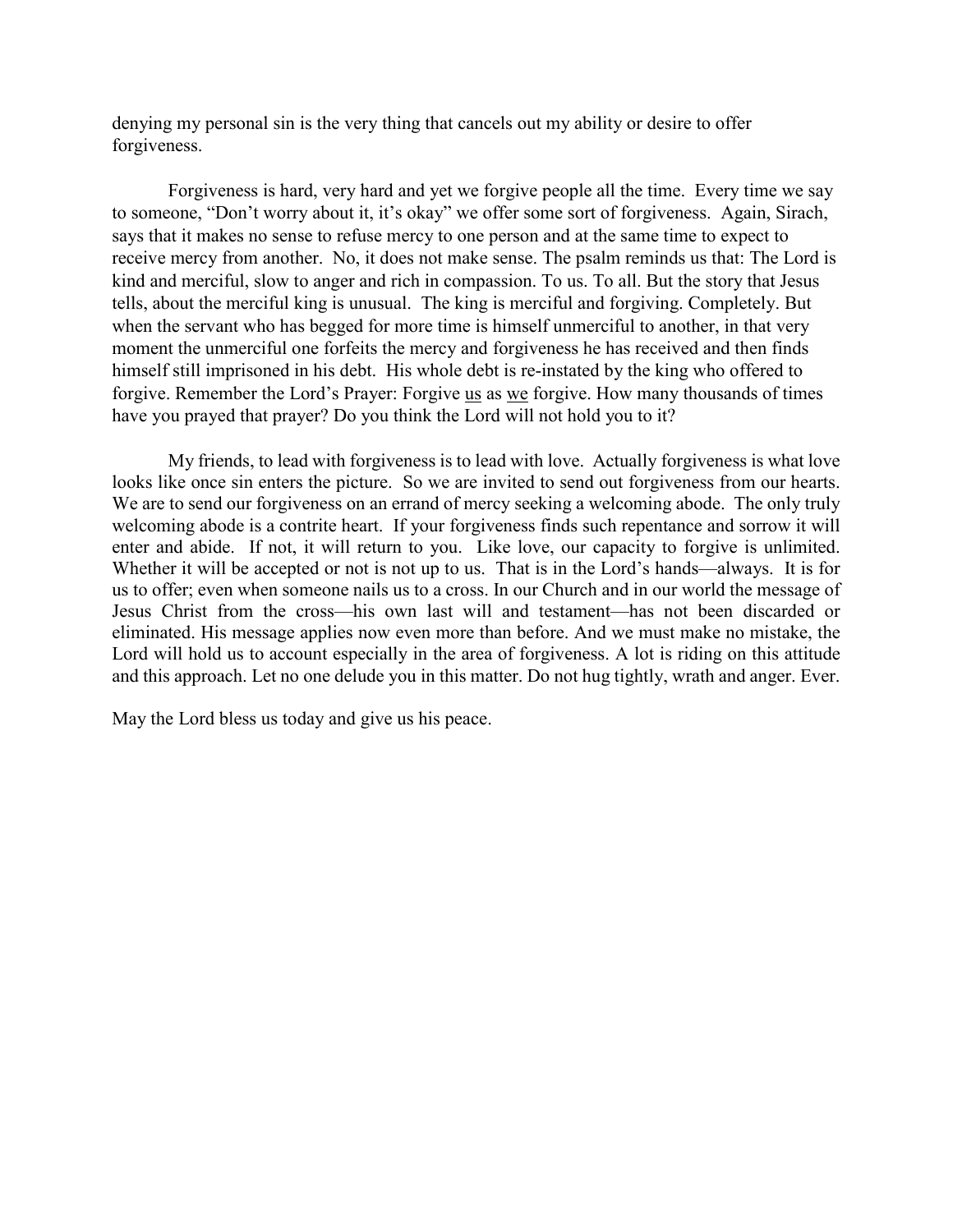denying my personal sin is the very thing that cancels out my ability or desire to offer forgiveness.

Forgiveness is hard, very hard and yet we forgive people all the time. Every time we say to someone, "Don't worry about it, it's okay" we offer some sort of forgiveness. Again, Sirach, says that it makes no sense to refuse mercy to one person and at the same time to expect to receive mercy from another. No, it does not make sense. The psalm reminds us that: The Lord is kind and merciful, slow to anger and rich in compassion. To us. To all. But the story that Jesus tells, about the merciful king is unusual. The king is merciful and forgiving. Completely. But when the servant who has begged for more time is himself unmerciful to another, in that very moment the unmerciful one forfeits the mercy and forgiveness he has received and then finds himself still imprisoned in his debt. His whole debt is re-instated by the king who offered to forgive. Remember the Lord's Prayer: Forgive <u>us</u> as <u>we</u> forgive. How many thousands of times have you prayed that prayer? Do you think the Lord will not hold you to it?

My friends, to lead with forgiveness is to lead with love. Actually forgiveness is what love looks like once sin enters the picture. So we are invited to send out forgiveness from our hearts. We are to send our forgiveness on an errand of mercy seeking a welcoming abode. The only truly welcoming abode is a contrite heart. If your forgiveness finds such repentance and sorrow it will enter and abide. If not, it will return to you. Like love, our capacity to forgive is unlimited. Whether it will be accepted or not is not up to us. That is in the Lord's hands—always. It is for us to offer; even when someone nails us to a cross. In our Church and in our world the message of Jesus Christ from the cross—his own last will and testament—has not been discarded or eliminated. His message applies now even more than before. And we must make no mistake, the Lord will hold us to account especially in the area of forgiveness. A lot is riding on this attitude and this approach. Let no one delude you in this matter. Do not hug tightly, wrath and anger. Ever.

May the Lord bless us today and give us his peace.